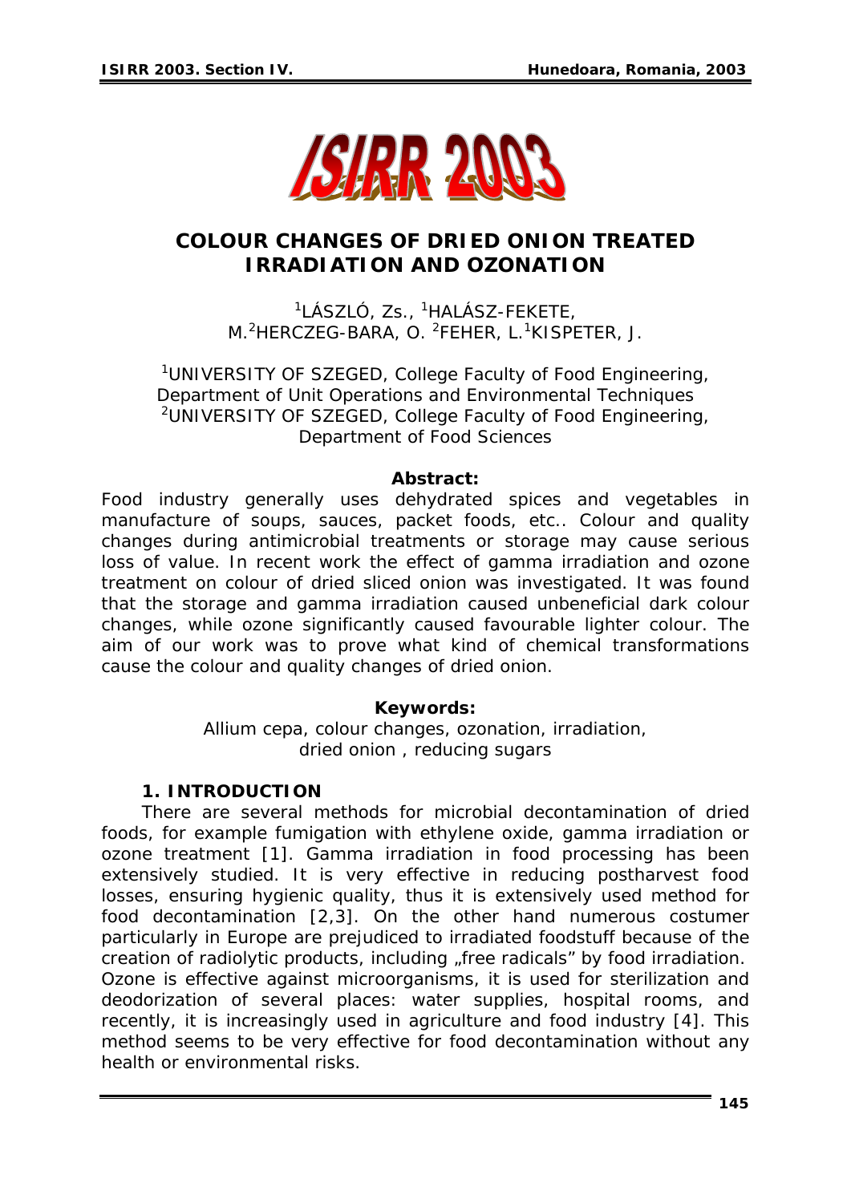# COLOUR CHANGES OF DRIED ONION TREATED IRRADIATION AND OZONATION

[1]LÁSZLÓ, Zs., [1]HALÁSZ-FEKETE, M.[2]HERCZEG-BARA, O. [2]FEHER, L.[1]KISPETER, J.

[1]UNIVERSITY OF SZEGED, College Faculty of Food Engineering, Department of Unit Operations and Environmental Techniques
[2]UNIVERSITY OF SZEGED, College Faculty of Food Engineering, Department of Food Sciences

**Abstract:**

Food industry generally uses dehydrated spices and vegetables in manufacture of soups, sauces, packet foods, etc.. Colour and quality changes during antimicrobial treatments or storage may cause serious loss of value. In recent work the effect of gamma irradiation and ozone treatment on colour of dried sliced onion was investigated. It was found that the storage and gamma irradiation caused unbeneficial dark colour changes, while ozone significantly caused favourable lighter colour. The aim of our work was to prove what kind of chemical transformations cause the colour and quality changes of dried onion.

**Keywords:**

Allium cepa, colour changes, ozonation, irradiation, dried onion , reducing sugars

## 1. INTRODUCTION

There are several methods for microbial decontamination of dried foods, for example fumigation with ethylene oxide, gamma irradiation or ozone treatment [1]. Gamma irradiation in food processing has been extensively studied. It is very effective in reducing postharvest food losses, ensuring hygienic quality, thus it is extensively used method for food decontamination [2,3]. On the other hand numerous costumer particularly in Europe are prejudiced to irradiated foodstuff because of the creation of radiolytic products, including „free radicals" by food irradiation. Ozone is effective against microorganisms, it is used for sterilization and deodorization of several places: water supplies, hospital rooms, and recently, it is increasingly used in agriculture and food industry [4]. This method seems to be very effective for food decontamination without any health or environmental risks.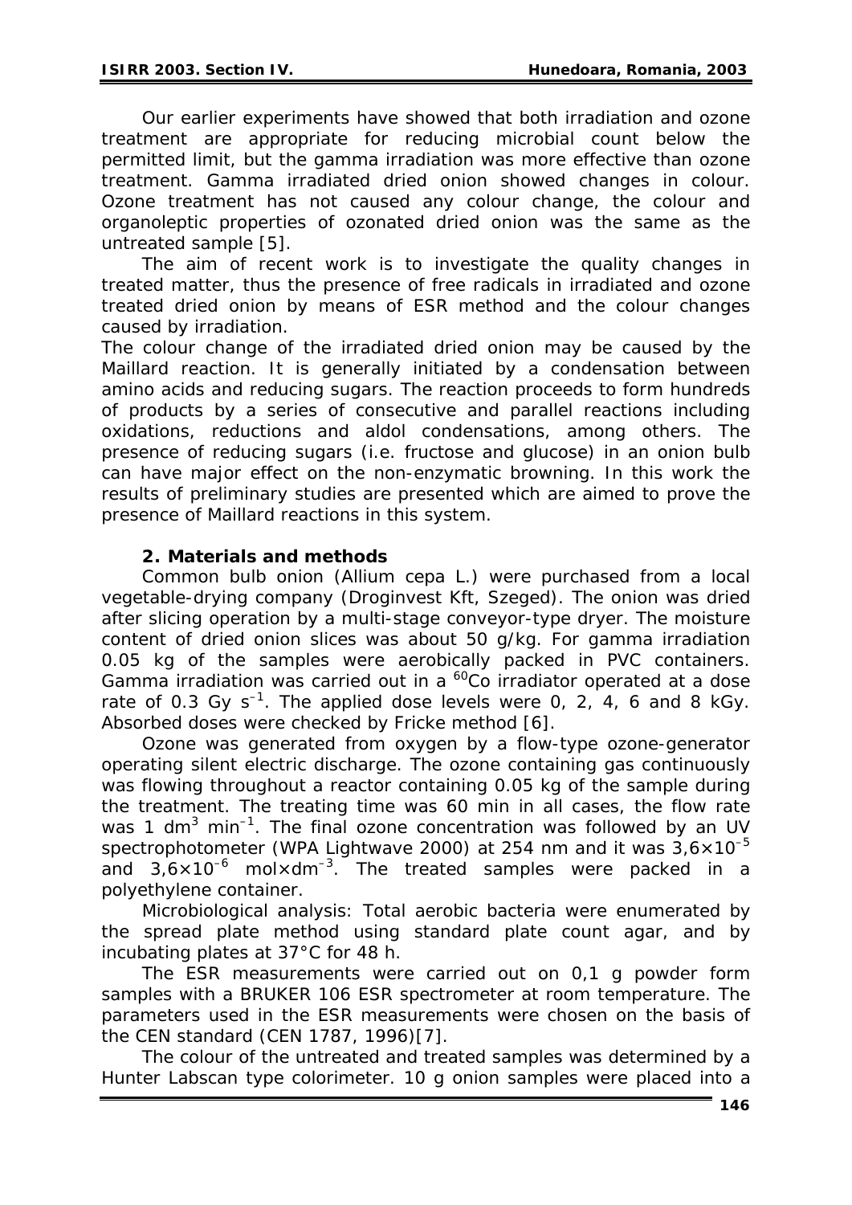Our earlier experiments have showed that both irradiation and ozone treatment are appropriate for reducing microbial count below the permitted limit, but the gamma irradiation was more effective than ozone treatment. Gamma irradiated dried onion showed changes in colour. Ozone treatment has not caused any colour change, the colour and organoleptic properties of ozonated dried onion was the same as the untreated sample [5].

The aim of recent work is to investigate the quality changes in treated matter, thus the presence of free radicals in irradiated and ozone treated dried onion by means of ESR method and the colour changes caused by irradiation.

The colour change of the irradiated dried onion may be caused by the Maillard reaction. It is generally initiated by a condensation between amino acids and reducing sugars. The reaction proceeds to form hundreds of products by a series of consecutive and parallel reactions including oxidations, reductions and aldol condensations, among others. The presence of reducing sugars (i.e. fructose and glucose) in an onion bulb can have major effect on the non-enzymatic browning. In this work the results of preliminary studies are presented which are aimed to prove the presence of Maillard reactions in this system.

## 2. Materials and methods

Common bulb onion (*Allium cepa L.*) were purchased from a local vegetable-drying company (Droginvest Kft, Szeged). The onion was dried after slicing operation by a multi-stage conveyor-type dryer. The moisture content of dried onion slices was about 50 g/kg. For gamma irradiation 0.05 kg of the samples were aerobically packed in PVC containers. Gamma irradiation was carried out in a $^{60}Co$ irradiator operated at a dose rate of 0.3 Gy $s^{-1}$. The applied dose levels were 0, 2, 4, 6 and 8 kGy. Absorbed doses were checked by Fricke method [6].

Ozone was generated from oxygen by a flow-type ozone-generator operating silent electric discharge. The ozone containing gas continuously was flowing throughout a reactor containing 0.05 kg of the sample during the treatment. The treating time was 60 min in all cases, the flow rate was 1 $dm^3$ $min^{-1}$. The final ozone concentration was followed by an UV spectrophotometer (WPA Lightwave 2000) at 254 nm and it was $3{,}6\times10^{-5}$ and $3{,}6\times10^{-6}$ mol×$dm^{-3}$. The treated samples were packed in a polyethylene container.

Microbiological analysis: Total aerobic bacteria were enumerated by the spread plate method using standard plate count agar, and by incubating plates at 37°C for 48 h.

The ESR measurements were carried out on 0,1 g powder form samples with a BRUKER 106 ESR spectrometer at room temperature. The parameters used in the ESR measurements were chosen on the basis of the CEN standard (CEN 1787, 1996)[7].

The colour of the untreated and treated samples was determined by a Hunter Labscan type colorimeter. 10 g onion samples were placed into a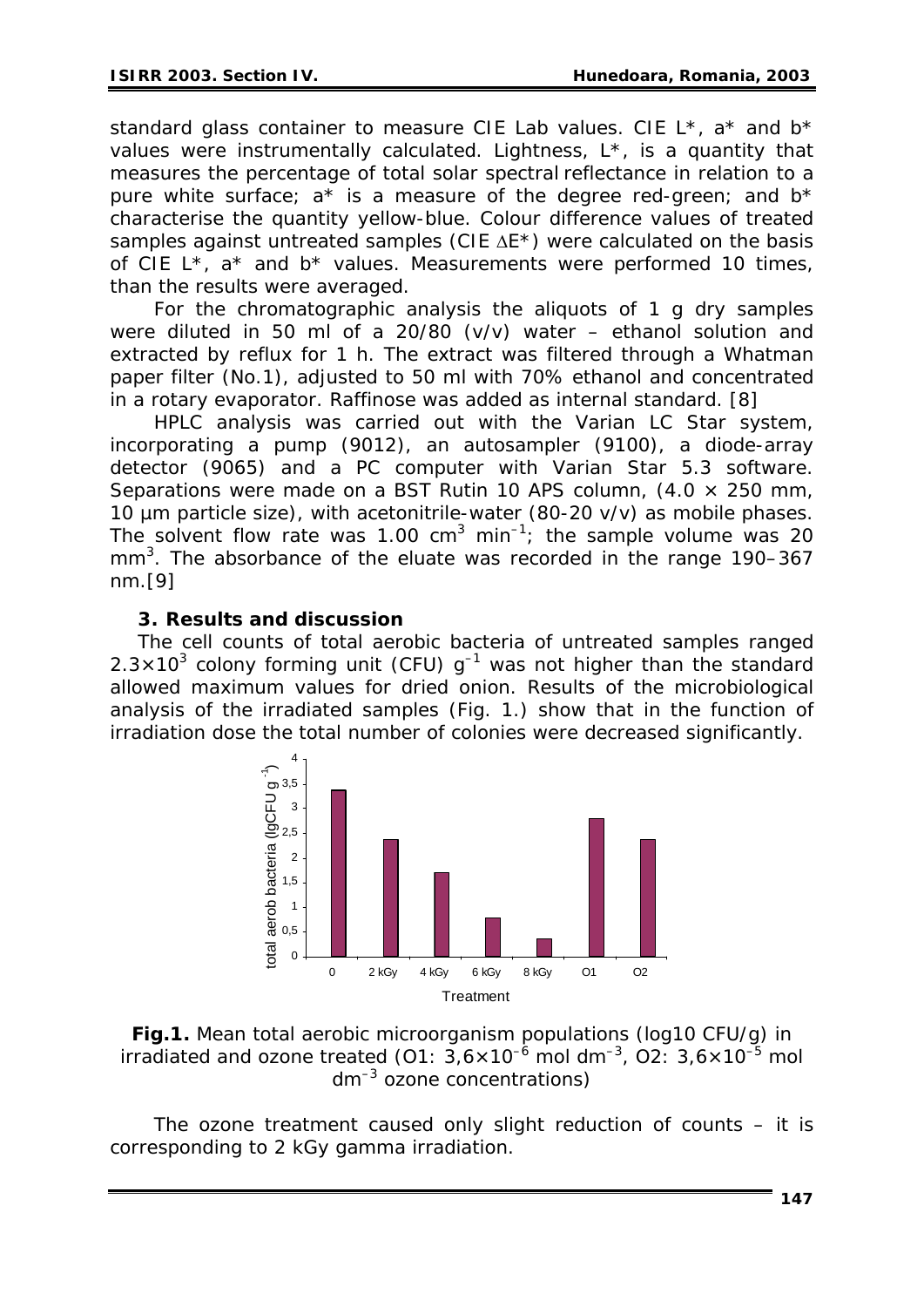standard glass container to measure CIE Lab values. CIE L*, a* and b* values were instrumentally calculated. Lightness, L*, is a quantity that measures the percentage of total solar spectral reflectance in relation to a pure white surface; a* is a measure of the degree red-green; and b* characterise the quantity yellow-blue. Colour difference values of treated samples against untreated samples (CIE $\Delta E^*$) were calculated on the basis of CIE L*, a* and b* values. Measurements were performed 10 times, than the results were averaged.

For the chromatographic analysis the aliquots of 1 g dry samples were diluted in 50 ml of a 20/80 (v/v) water – ethanol solution and extracted by reflux for 1 h. The extract was filtered through a Whatman paper filter (No.1), adjusted to 50 ml with 70% ethanol and concentrated in a rotary evaporator. Raffinose was added as internal standard. [8]

HPLC analysis was carried out with the Varian LC Star system, incorporating a pump (9012), an autosampler (9100), a diode-array detector (9065) and a PC computer with Varian Star 5.3 software. Separations were made on a BST Rutin 10 APS column, (4.0 × 250 mm, 10 µm particle size), with acetonitrile-water (80-20 v/v) as mobile phases. The solvent flow rate was 1.00 $cm^3$ $min^{-1}$; the sample volume was 20 $mm^3$. The absorbance of the eluate was recorded in the range 190–367 nm.[9]

## 3. Results and discussion

The cell counts of total aerobic bacteria of untreated samples ranged $2.3 \times 10^3$ colony forming unit (CFU) $g^{-1}$ was not higher than the standard allowed maximum values for dried onion. Results of the microbiological analysis of the irradiated samples (Fig. 1.) show that in the function of irradiation dose the total number of colonies were decreased significantly.

**Fig.1.** Mean total aerobic microorganism populations (log10 CFU/g) in irradiated and ozone treated (O1: $3{,}6 \times 10^{-6}$ mol $dm^{-3}$, O2: $3{,}6 \times 10^{-5}$ mol $dm^{-3}$ ozone concentrations)

The ozone treatment caused only slight reduction of counts – it is corresponding to 2 kGy gamma irradiation.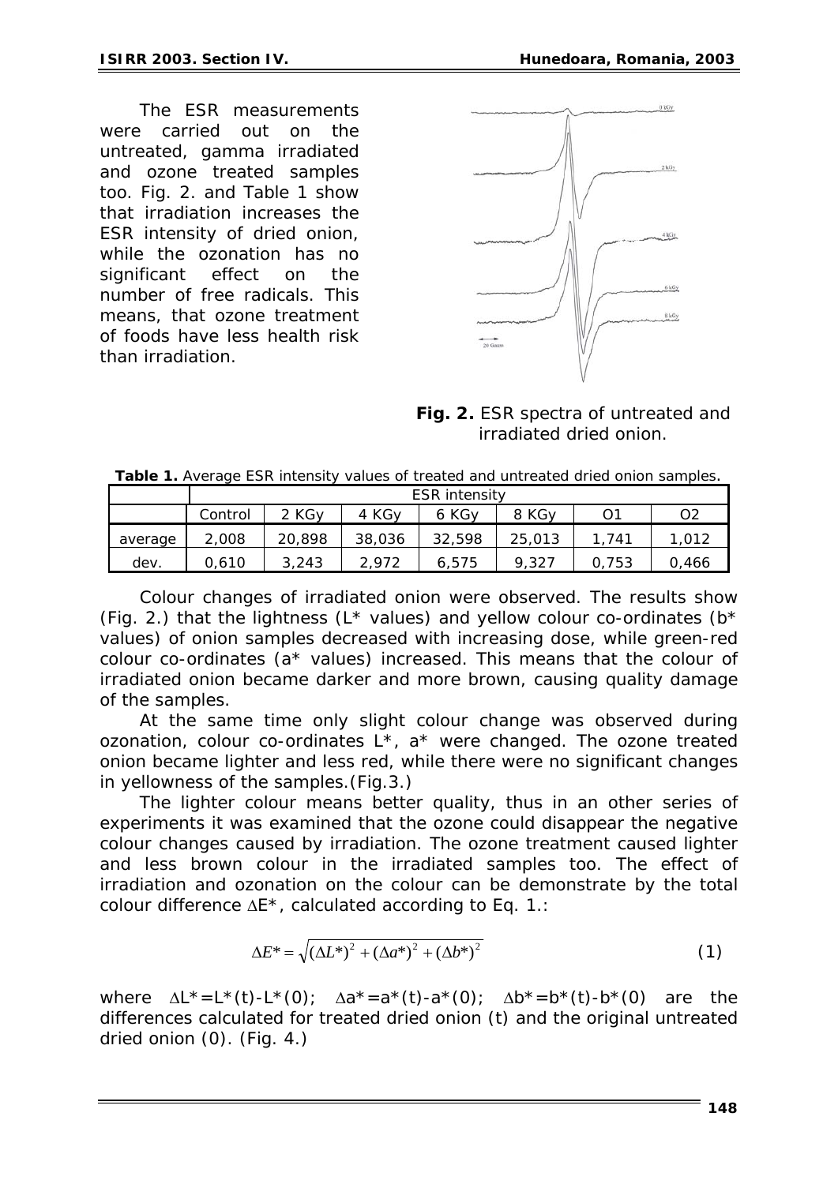The ESR measurements were carried out on the untreated, gamma irradiated and ozone treated samples too. Fig. 2. and Table 1 show that irradiation increases the ESR intensity of dried onion, while the ozonation has no significant effect on the number of free radicals. This means, that ozone treatment of foods have less health risk than irradiation.

**Fig. 2.** ESR spectra of untreated and irradiated dried onion.

**Table 1.** Average ESR intensity values of treated and untreated dried onion samples.

| | ESR intensity | | | | | | |
|---|---|---|---|---|---|---|---|
| | Control | 2 KGy | 4 KGy | 6 KGy | 8 KGy | O1 | O2 |
| average | 2,008 | 20,898 | 38,036 | 32,598 | 25,013 | 1,741 | 1,012 |
| dev. | 0,610 | 3,243 | 2,972 | 6,575 | 9,327 | 0,753 | 0,466 |

Colour changes of irradiated onion were observed. The results show (Fig. 2.) that the lightness (L* values) and yellow colour co-ordinates (b* values) of onion samples decreased with increasing dose, while green-red colour co-ordinates (a* values) increased. This means that the colour of irradiated onion became darker and more brown, causing quality damage of the samples.

At the same time only slight colour change was observed during ozonation, colour co-ordinates L*, a* were changed. The ozone treated onion became lighter and less red, while there were no significant changes in yellowness of the samples.(Fig.3.)

The lighter colour means better quality, thus in an other series of experiments it was examined that the ozone could disappear the negative colour changes caused by irradiation. The ozone treatment caused lighter and less brown colour in the irradiated samples too. The effect of irradiation and ozonation on the colour can be demonstrate by the total colour difference $\Delta E^*$, calculated according to Eq. 1.:

$$\Delta E^* = \sqrt{(\Delta L^*)^2 + (\Delta a^*)^2 + (\Delta b^*)^2} \tag{1}$$

where $\Delta L^* = L^*(t) - L^*(0)$; $\Delta a^* = a^*(t) - a^*(0)$; $\Delta b^* = b^*(t) - b^*(0)$ are the differences calculated for treated dried onion (t) and the original untreated dried onion (0). (Fig. 4.)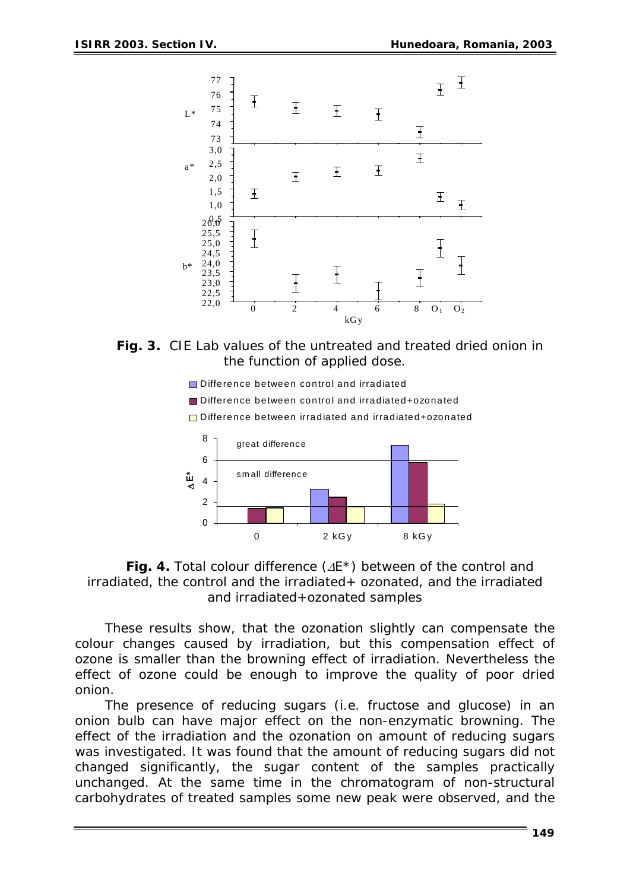**Fig. 3.** CIE Lab values of the untreated and treated dried onion in the function of applied dose.

**Fig. 4.** Total colour difference ($\Delta E^*$) between of the control and irradiated, the control and the irradiated+ ozonated, and the irradiated and irradiated+ozonated samples

These results show, that the ozonation slightly can compensate the colour changes caused by irradiation, but this compensation effect of ozone is smaller than the browning effect of irradiation. Nevertheless the effect of ozone could be enough to improve the quality of poor dried onion.

The presence of reducing sugars (i.e. fructose and glucose) in an onion bulb can have major effect on the non-enzymatic browning. The effect of the irradiation and the ozonation on amount of reducing sugars was investigated. It was found that the amount of reducing sugars did not changed significantly, the sugar content of the samples practically unchanged. At the same time in the chromatogram of non-structural carbohydrates of treated samples some new peak were observed, and the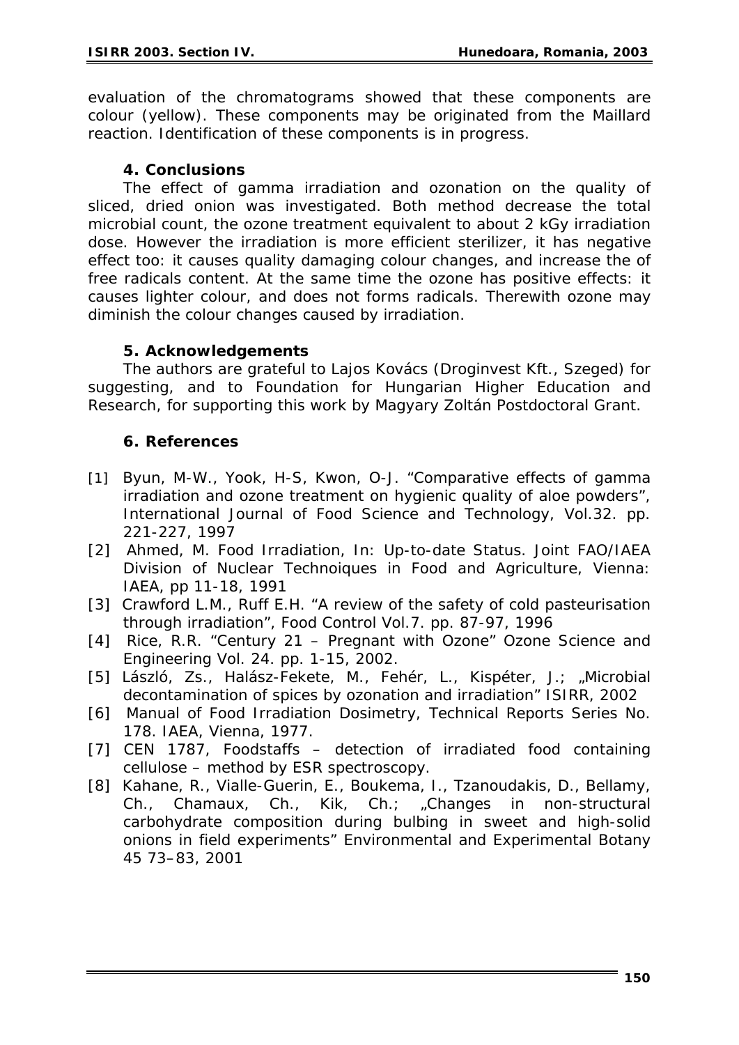evaluation of the chromatograms showed that these components are colour (yellow). These components may be originated from the Maillard reaction. Identification of these components is in progress.

## 4. Conclusions

The effect of gamma irradiation and ozonation on the quality of sliced, dried onion was investigated. Both method decrease the total microbial count, the ozone treatment equivalent to about 2 kGy irradiation dose. However the irradiation is more efficient sterilizer, it has negative effect too: it causes quality damaging colour changes, and increase the of free radicals content. At the same time the ozone has positive effects: it causes lighter colour, and does not forms radicals. Therewith ozone may diminish the colour changes caused by irradiation.

## 5. Acknowledgements

The authors are grateful to Lajos Kovács (Droginvest Kft., Szeged) for suggesting, and to Foundation for Hungarian Higher Education and Research, for supporting this work by Magyary Zoltán Postdoctoral Grant.

## 6. References

[1] Byun, M-W., Yook, H-S, Kwon, O-J. "Comparative effects of gamma irradiation and ozone treatment on hygienic quality of aloe powders", International Journal of Food Science and Technology, Vol.32. pp. 221-227, 1997

[2] Ahmed, M. Food Irradiation, In: Up-to-date Status. Joint FAO/IAEA Division of Nuclear Technoiques in Food and Agriculture, Vienna: IAEA, pp 11-18, 1991

[3] Crawford L.M., Ruff E.H. "A review of the safety of cold pasteurisation through irradiation", Food Control Vol.7. pp. 87-97, 1996

[4] Rice, R.R. "Century 21 – Pregnant with Ozone" Ozone Science and Engineering Vol. 24. pp. 1-15, 2002.

[5] László, Zs., Halász-Fekete, M., Fehér, L., Kispéter, J.; „Microbial decontamination of spices by ozonation and irradiation" ISIRR, 2002

[6] Manual of Food Irradiation Dosimetry, Technical Reports Series No. 178. IAEA, Vienna, 1977.

[7] CEN 1787, Foodstaffs – detection of irradiated food containing cellulose – method by ESR spectroscopy.

[8] Kahane, R., Vialle-Guerin, E., Boukema, I., Tzanoudakis, D., Bellamy, Ch., Chamaux, Ch., Kik, Ch.; „Changes in non-structural carbohydrate composition during bulbing in sweet and high-solid onions in field experiments" Environmental and Experimental Botany 45 73–83, 2001